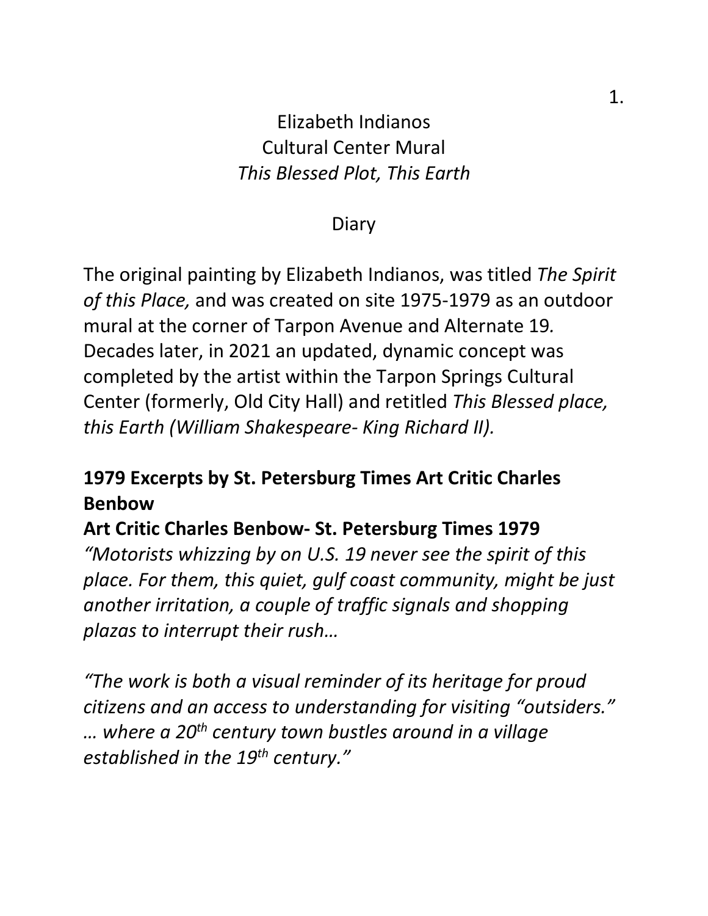# Elizabeth Indianos
## Cultural Center Mural
## *This Blessed Plot, This Earth*

Diary

The original painting by Elizabeth Indianos, was titled *The Spirit of this Place,* and was created on site 1975-1979 as an outdoor mural at the corner of Tarpon Avenue and Alternate 19*.* Decades later, in 2021 an updated, dynamic concept was completed by the artist within the Tarpon Springs Cultural Center (formerly, Old City Hall) and retitled *This Blessed place, this Earth (William Shakespeare- King Richard II).*

**1979 Excerpts by St. Petersburg Times Art Critic Charles Benbow**

**Art Critic Charles Benbow- St. Petersburg Times 1979**

*"Motorists whizzing by on U.S. 19 never see the spirit of this place. For them, this quiet, gulf coast community, might be just another irritation, a couple of traffic signals and shopping plazas to interrupt their rush…*

*"The work is both a visual reminder of its heritage for proud citizens and an access to understanding for visiting "outsiders." … where a 20th century town bustles around in a village established in the 19th century."*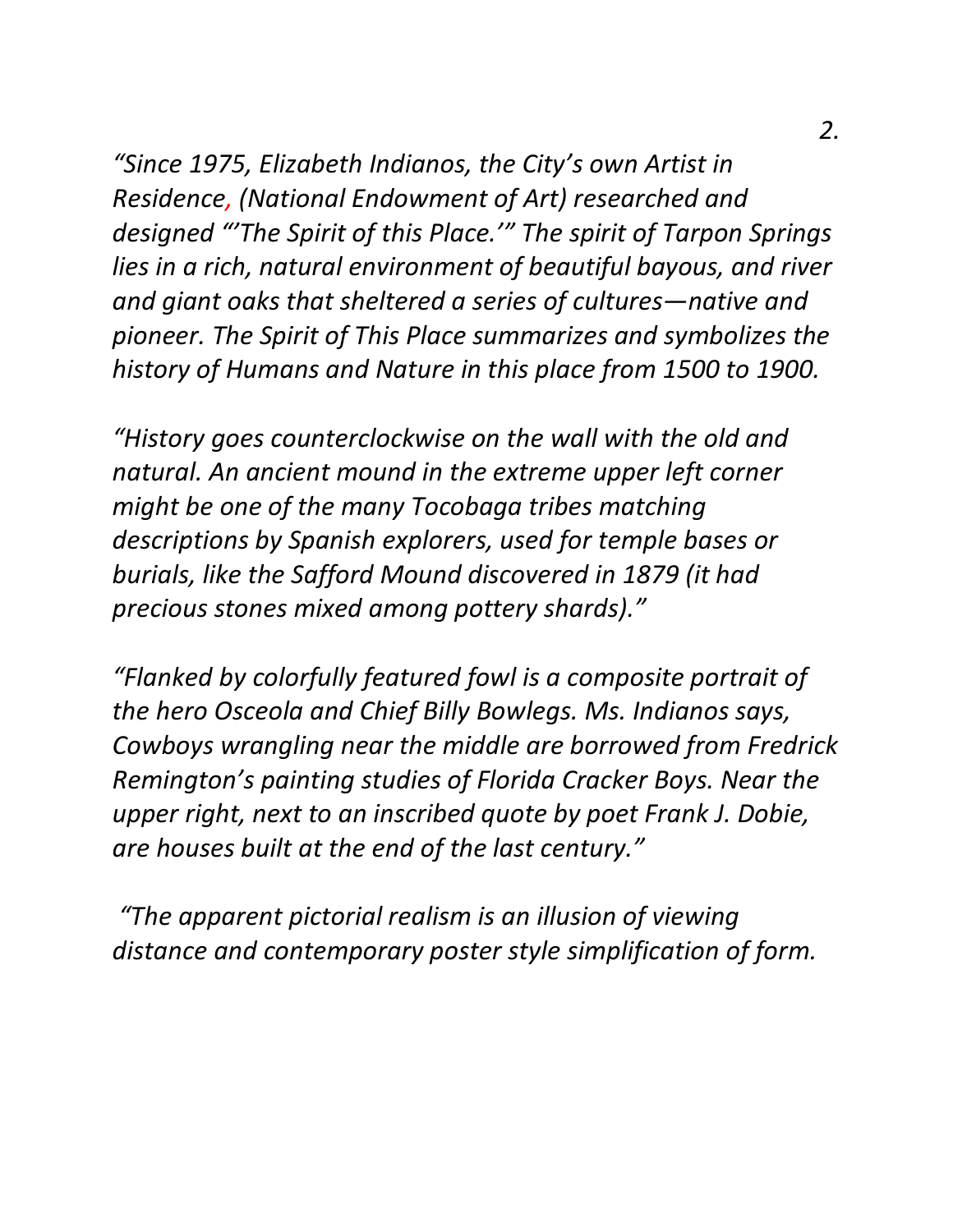*"Since 1975, Elizabeth Indianos, the City's own Artist in Residence, (National Endowment of Art) researched and designed "'The Spirit of this Place.'" The spirit of Tarpon Springs lies in a rich, natural environment of beautiful bayous, and river and giant oaks that sheltered a series of cultures—native and pioneer. The Spirit of This Place summarizes and symbolizes the history of Humans and Nature in this place from 1500 to 1900.*

*"History goes counterclockwise on the wall with the old and natural. An ancient mound in the extreme upper left corner might be one of the many Tocobaga tribes matching descriptions by Spanish explorers, used for temple bases or burials, like the Safford Mound discovered in 1879 (it had precious stones mixed among pottery shards)."*

*"Flanked by colorfully featured fowl is a composite portrait of the hero Osceola and Chief Billy Bowlegs. Ms. Indianos says, Cowboys wrangling near the middle are borrowed from Fredrick Remington's painting studies of Florida Cracker Boys. Near the upper right, next to an inscribed quote by poet Frank J. Dobie, are houses built at the end of the last century."*

*"The apparent pictorial realism is an illusion of viewing distance and contemporary poster style simplification of form.*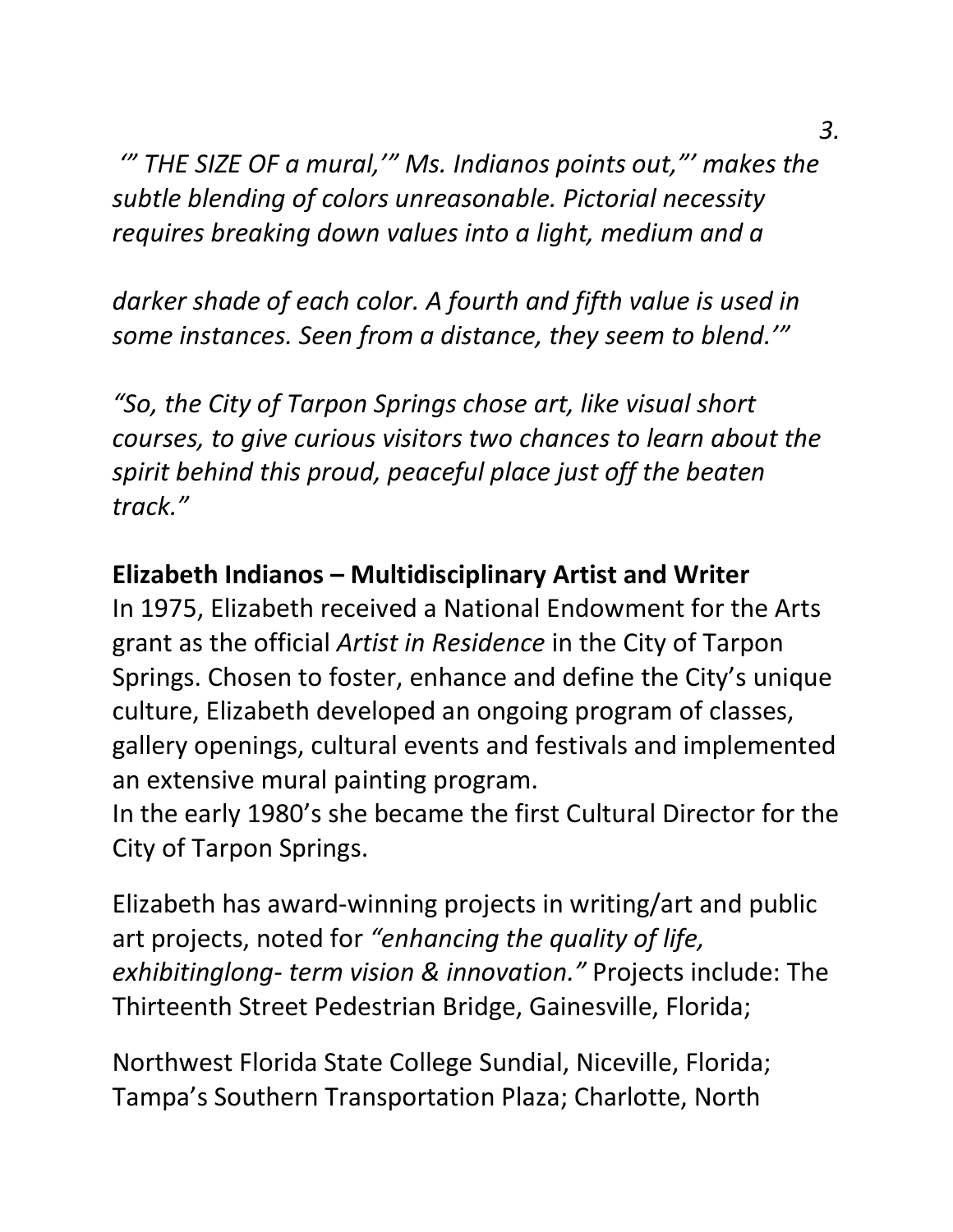*"' THE SIZE OF a mural,'" Ms. Indianos points out,"' makes the subtle blending of colors unreasonable. Pictorial necessity requires breaking down values into a light, medium and a*

*darker shade of each color. A fourth and fifth value is used in some instances. Seen from a distance, they seem to blend.'"*

*"So, the City of Tarpon Springs chose art, like visual short courses, to give curious visitors two chances to learn about the spirit behind this proud, peaceful place just off the beaten track."*

**Elizabeth Indianos – Multidisciplinary Artist and Writer**

In 1975, Elizabeth received a National Endowment for the Arts grant as the official *Artist in Residence* in the City of Tarpon Springs. Chosen to foster, enhance and define the City's unique culture, Elizabeth developed an ongoing program of classes, gallery openings, cultural events and festivals and implemented an extensive mural painting program.

In the early 1980's she became the first Cultural Director for the City of Tarpon Springs.

Elizabeth has award-winning projects in writing/art and public art projects, noted for *"enhancing the quality of life, exhibitinglong- term vision & innovation."* Projects include: The Thirteenth Street Pedestrian Bridge, Gainesville, Florida;

Northwest Florida State College Sundial, Niceville, Florida; Tampa's Southern Transportation Plaza; Charlotte, North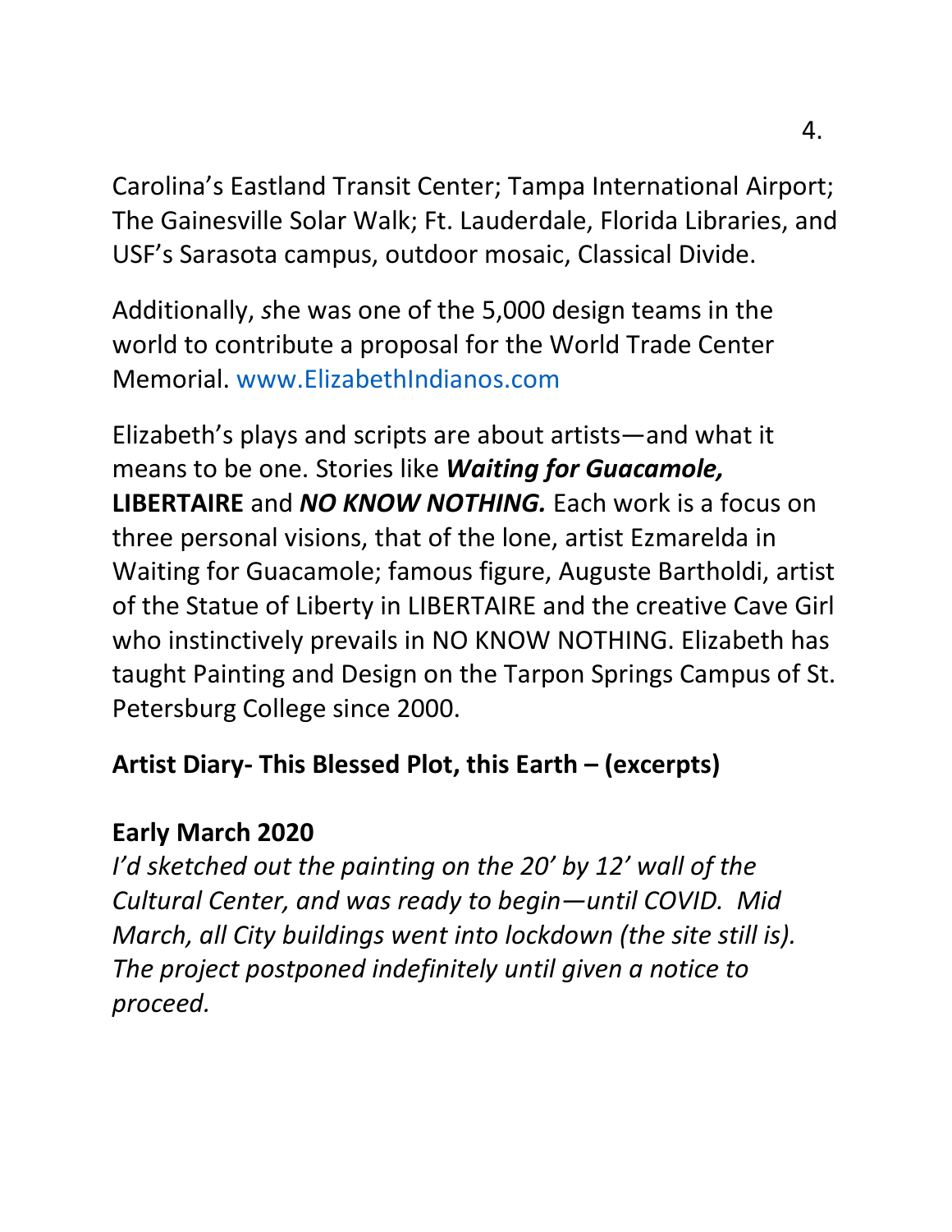Carolina's Eastland Transit Center; Tampa International Airport; The Gainesville Solar Walk; Ft. Lauderdale, Florida Libraries, and USF's Sarasota campus, outdoor mosaic, Classical Divide.

Additionally, *s*he was one of the 5,000 design teams in the world to contribute a proposal for the World Trade Center Memorial. www.ElizabethIndianos.com

Elizabeth's plays and scripts are about artists—and what it means to be one. Stories like ***Waiting for Guacamole,*** **LIBERTAIRE** and ***NO KNOW NOTHING.*** Each work is a focus on three personal visions, that of the lone, artist Ezmarelda in Waiting for Guacamole; famous figure, Auguste Bartholdi, artist of the Statue of Liberty in LIBERTAIRE and the creative Cave Girl who instinctively prevails in NO KNOW NOTHING. Elizabeth has taught Painting and Design on the Tarpon Springs Campus of St. Petersburg College since 2000.

**Artist Diary- This Blessed Plot, this Earth – (excerpts)**

**Early March 2020**

*I'd sketched out the painting on the 20' by 12' wall of the Cultural Center, and was ready to begin—until COVID. Mid March, all City buildings went into lockdown (the site still is). The project postponed indefinitely until given a notice to proceed.*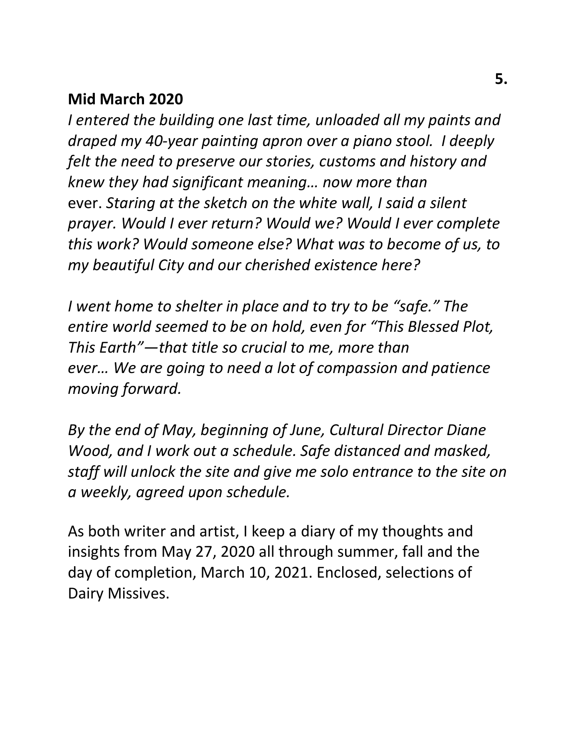**Mid March 2020**

*I entered the building one last time, unloaded all my paints and draped my 40-year painting apron over a piano stool. I deeply felt the need to preserve our stories, customs and history and knew they had significant meaning… now more than* ever. *Staring at the sketch on the white wall, I said a silent prayer. Would I ever return? Would we? Would I ever complete this work? Would someone else? What was to become of us, to my beautiful City and our cherished existence here?*

*I went home to shelter in place and to try to be "safe." The entire world seemed to be on hold, even for "This Blessed Plot, This Earth"—that title so crucial to me, more than ever… We are going to need a lot of compassion and patience moving forward.*

*By the end of May, beginning of June, Cultural Director Diane Wood, and I work out a schedule. Safe distanced and masked, staff will unlock the site and give me solo entrance to the site on a weekly, agreed upon schedule.*

As both writer and artist, I keep a diary of my thoughts and insights from May 27, 2020 all through summer, fall and the day of completion, March 10, 2021. Enclosed, selections of Dairy Missives.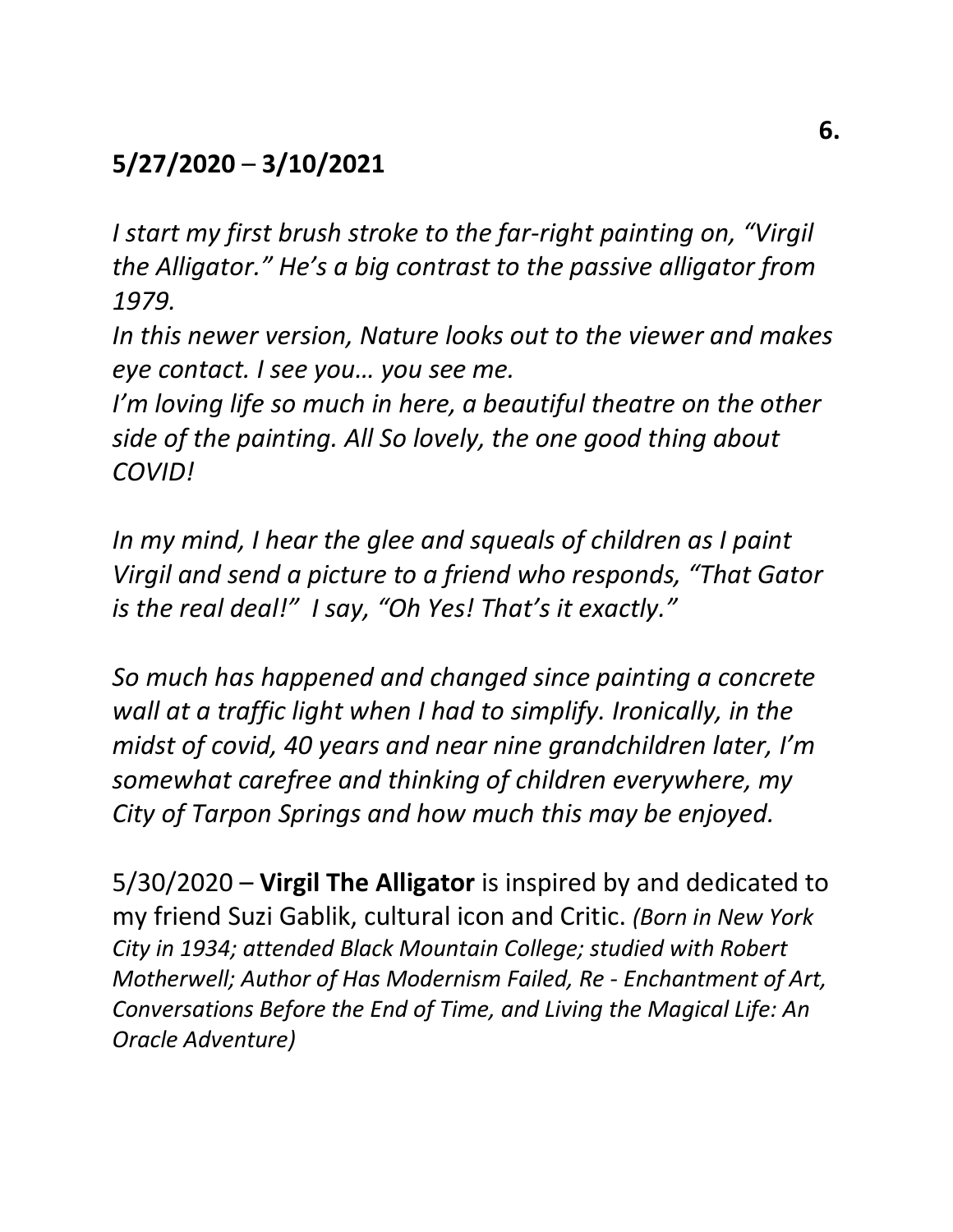**5/27/2020 – 3/10/2021**

*I start my first brush stroke to the far-right painting on, "Virgil the Alligator." He's a big contrast to the passive alligator from 1979.*

*In this newer version, Nature looks out to the viewer and makes eye contact. I see you… you see me.*

*I'm loving life so much in here, a beautiful theatre on the other side of the painting. All So lovely, the one good thing about COVID!*

*In my mind, I hear the glee and squeals of children as I paint Virgil and send a picture to a friend who responds, "That Gator is the real deal!" I say, "Oh Yes! That's it exactly."*

*So much has happened and changed since painting a concrete wall at a traffic light when I had to simplify. Ironically, in the midst of covid, 40 years and near nine grandchildren later, I'm somewhat carefree and thinking of children everywhere, my City of Tarpon Springs and how much this may be enjoyed.*

5/30/2020 – **Virgil The Alligator** is inspired by and dedicated to my friend Suzi Gablik, cultural icon and Critic. *(Born in New York City in 1934; attended Black Mountain College; studied with Robert Motherwell; Author of Has Modernism Failed, Re - Enchantment of Art, Conversations Before the End of Time, and Living the Magical Life: An Oracle Adventure)*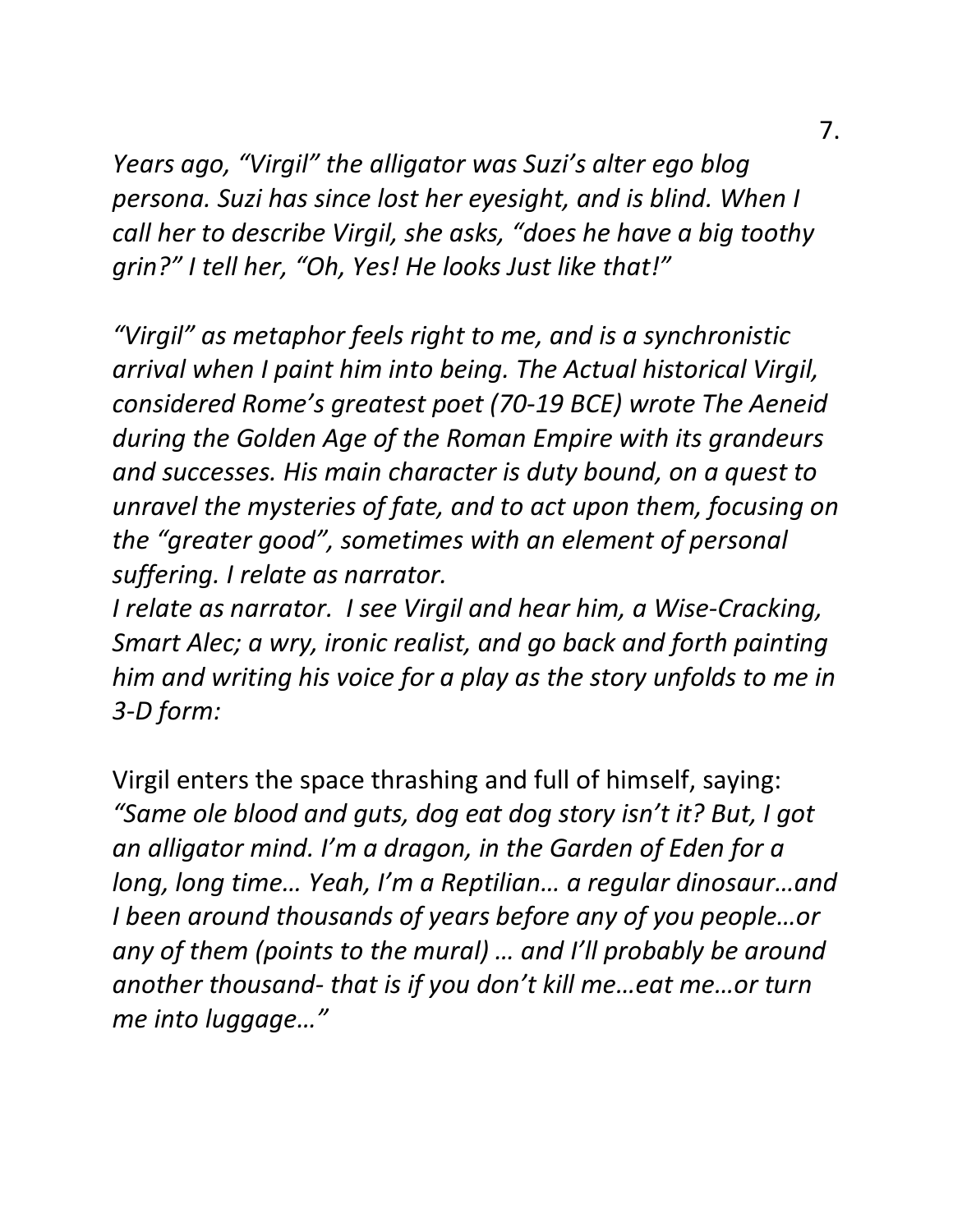*Years ago, "Virgil" the alligator was Suzi's alter ego blog persona. Suzi has since lost her eyesight, and is blind. When I call her to describe Virgil, she asks, "does he have a big toothy grin?" I tell her, "Oh, Yes! He looks Just like that!"*

*"Virgil" as metaphor feels right to me, and is a synchronistic arrival when I paint him into being. The Actual historical Virgil, considered Rome's greatest poet (70-19 BCE) wrote The Aeneid during the Golden Age of the Roman Empire with its grandeurs and successes. His main character is duty bound, on a quest to unravel the mysteries of fate, and to act upon them, focusing on the "greater good", sometimes with an element of personal suffering. I relate as narrator.*
*I relate as narrator. I see Virgil and hear him, a Wise-Cracking, Smart Alec; a wry, ironic realist, and go back and forth painting him and writing his voice for a play as the story unfolds to me in 3-D form:*

Virgil enters the space thrashing and full of himself, saying:
*"Same ole blood and guts, dog eat dog story isn't it? But, I got an alligator mind. I'm a dragon, in the Garden of Eden for a long, long time… Yeah, I'm a Reptilian… a regular dinosaur…and I been around thousands of years before any of you people…or any of them (points to the mural) … and I'll probably be around another thousand- that is if you don't kill me…eat me…or turn me into luggage…"*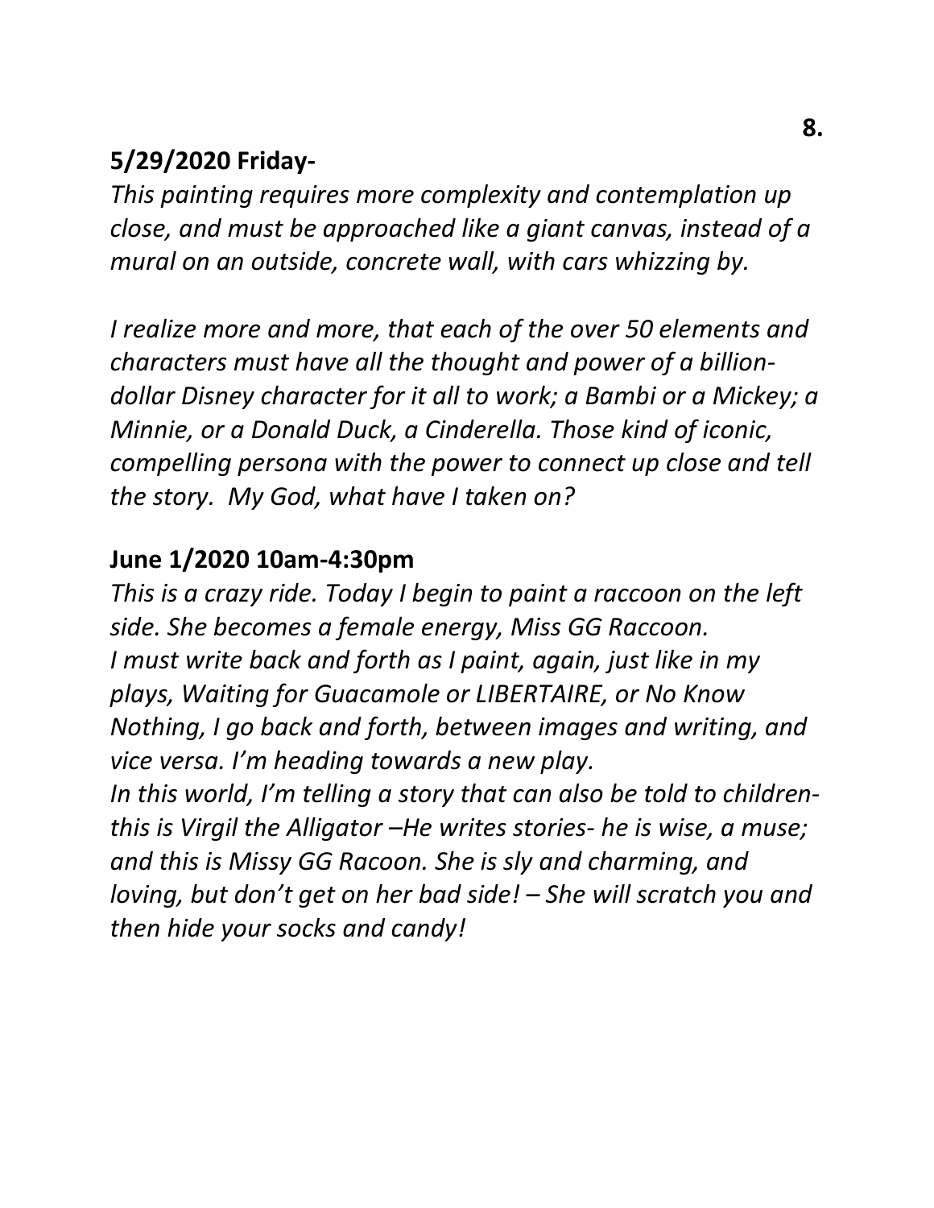**5/29/2020 Friday-**

*This painting requires more complexity and contemplation up close, and must be approached like a giant canvas, instead of a mural on an outside, concrete wall, with cars whizzing by.*

*I realize more and more, that each of the over 50 elements and characters must have all the thought and power of a billion-dollar Disney character for it all to work; a Bambi or a Mickey; a Minnie, or a Donald Duck, a Cinderella. Those kind of iconic, compelling persona with the power to connect up close and tell the story. My God, what have I taken on?*

**June 1/2020 10am-4:30pm**

*This is a crazy ride. Today I begin to paint a raccoon on the left side. She becomes a female energy, Miss GG Raccoon.*
*I must write back and forth as I paint, again, just like in my plays, Waiting for Guacamole or LIBERTAIRE, or No Know Nothing, I go back and forth, between images and writing, and vice versa. I'm heading towards a new play.*
*In this world, I'm telling a story that can also be told to children- this is Virgil the Alligator –He writes stories- he is wise, a muse; and this is Missy GG Racoon. She is sly and charming, and loving, but don't get on her bad side! – She will scratch you and then hide your socks and candy!*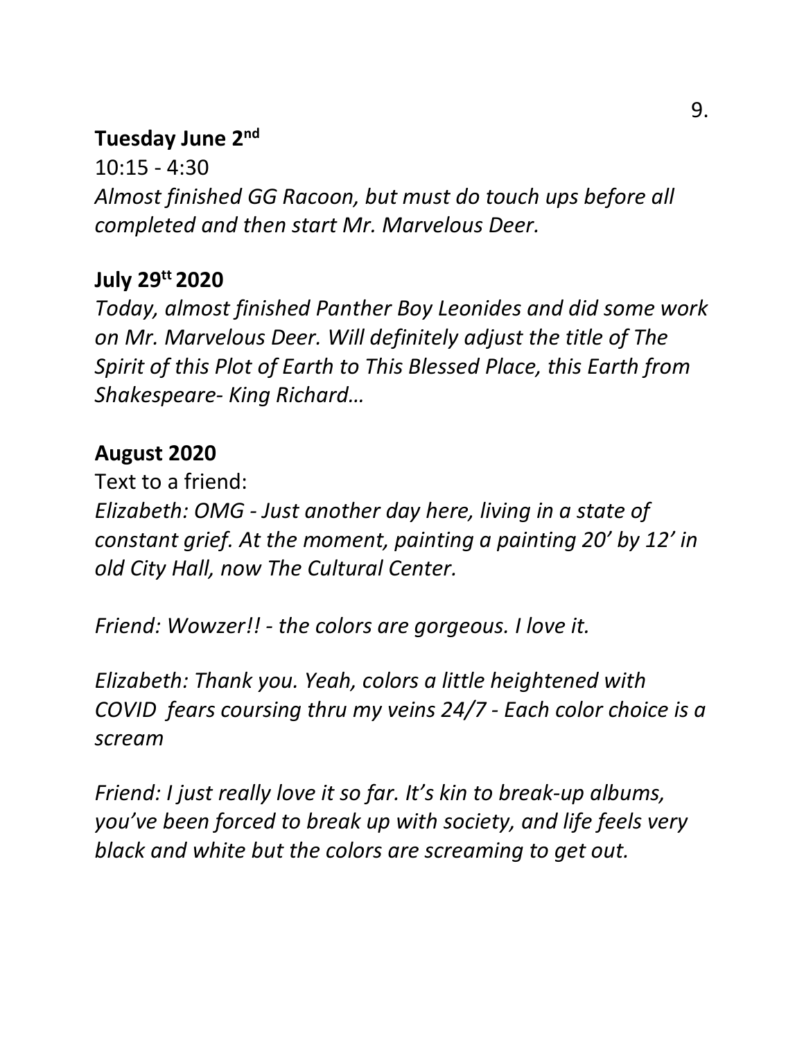**Tuesday June 2nd**

10:15 - 4:30

*Almost finished GG Racoon, but must do touch ups before all completed and then start Mr. Marvelous Deer.*

**July 29tt 2020**

*Today, almost finished Panther Boy Leonides and did some work on Mr. Marvelous Deer. Will definitely adjust the title of The Spirit of this Plot of Earth to This Blessed Place, this Earth from Shakespeare- King Richard…*

**August 2020**

Text to a friend:

*Elizabeth: OMG - Just another day here, living in a state of constant grief. At the moment, painting a painting 20' by 12' in old City Hall, now The Cultural Center.*

*Friend: Wowzer!! - the colors are gorgeous. I love it.*

*Elizabeth: Thank you. Yeah, colors a little heightened with COVID fears coursing thru my veins 24/7 - Each color choice is a scream*

*Friend: I just really love it so far. It's kin to break-up albums, you've been forced to break up with society, and life feels very black and white but the colors are screaming to get out.*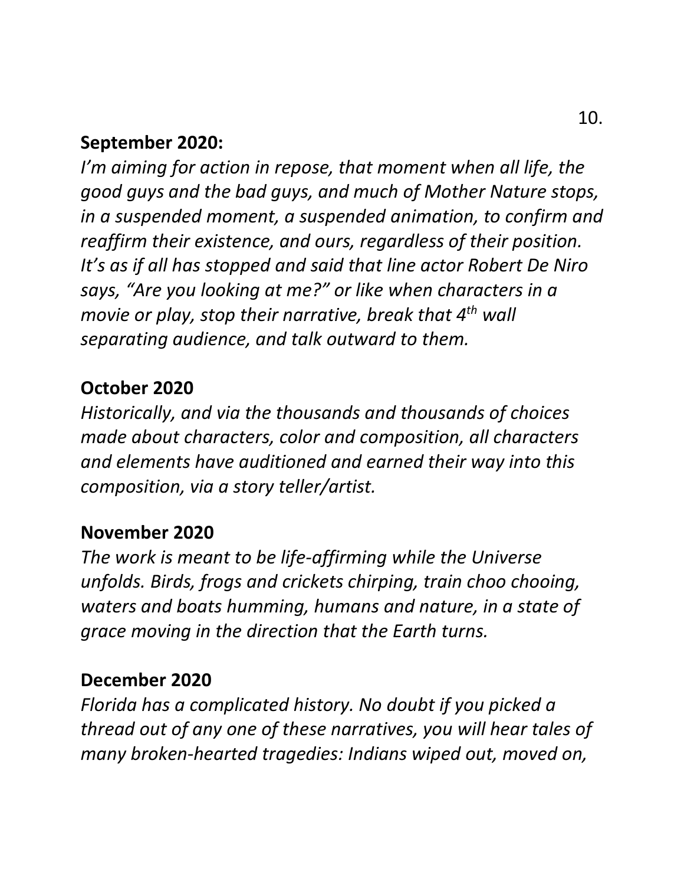**September 2020:**

*I'm aiming for action in repose, that moment when all life, the good guys and the bad guys, and much of Mother Nature stops, in a suspended moment, a suspended animation, to confirm and reaffirm their existence, and ours, regardless of their position. It's as if all has stopped and said that line actor Robert De Niro says, "Are you looking at me?" or like when characters in a movie or play, stop their narrative, break that 4th wall separating audience, and talk outward to them.*

**October 2020**

*Historically, and via the thousands and thousands of choices made about characters, color and composition, all characters and elements have auditioned and earned their way into this composition, via a story teller/artist.*

**November 2020**

*The work is meant to be life-affirming while the Universe unfolds. Birds, frogs and crickets chirping, train choo chooing, waters and boats humming, humans and nature, in a state of grace moving in the direction that the Earth turns.*

**December 2020**

*Florida has a complicated history. No doubt if you picked a thread out of any one of these narratives, you will hear tales of many broken-hearted tragedies: Indians wiped out, moved on,*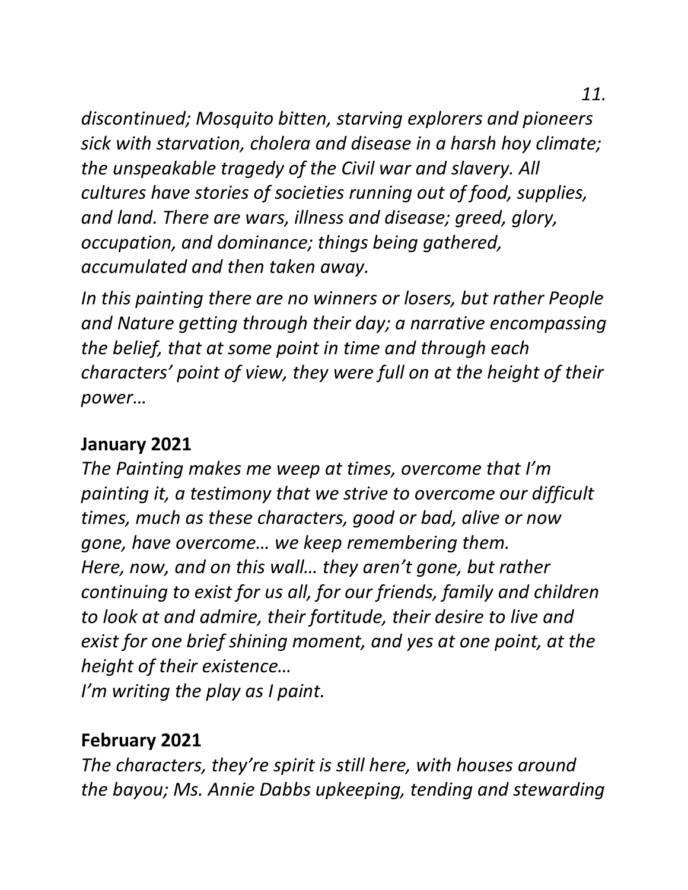*discontinued; Mosquito bitten, starving explorers and pioneers sick with starvation, cholera and disease in a harsh hoy climate; the unspeakable tragedy of the Civil war and slavery. All cultures have stories of societies running out of food, supplies, and land. There are wars, illness and disease; greed, glory, occupation, and dominance; things being gathered, accumulated and then taken away.*

*In this painting there are no winners or losers, but rather People and Nature getting through their day; a narrative encompassing the belief, that at some point in time and through each characters' point of view, they were full on at the height of their power…*

**January 2021**

*The Painting makes me weep at times, overcome that I'm painting it, a testimony that we strive to overcome our difficult times, much as these characters, good or bad, alive or now gone, have overcome… we keep remembering them.*
*Here, now, and on this wall… they aren't gone, but rather continuing to exist for us all, for our friends, family and children to look at and admire, their fortitude, their desire to live and exist for one brief shining moment, and yes at one point, at the height of their existence…*
*I'm writing the play as I paint.*

**February 2021**

*The characters, they're spirit is still here, with houses around the bayou; Ms. Annie Dabbs upkeeping, tending and stewarding*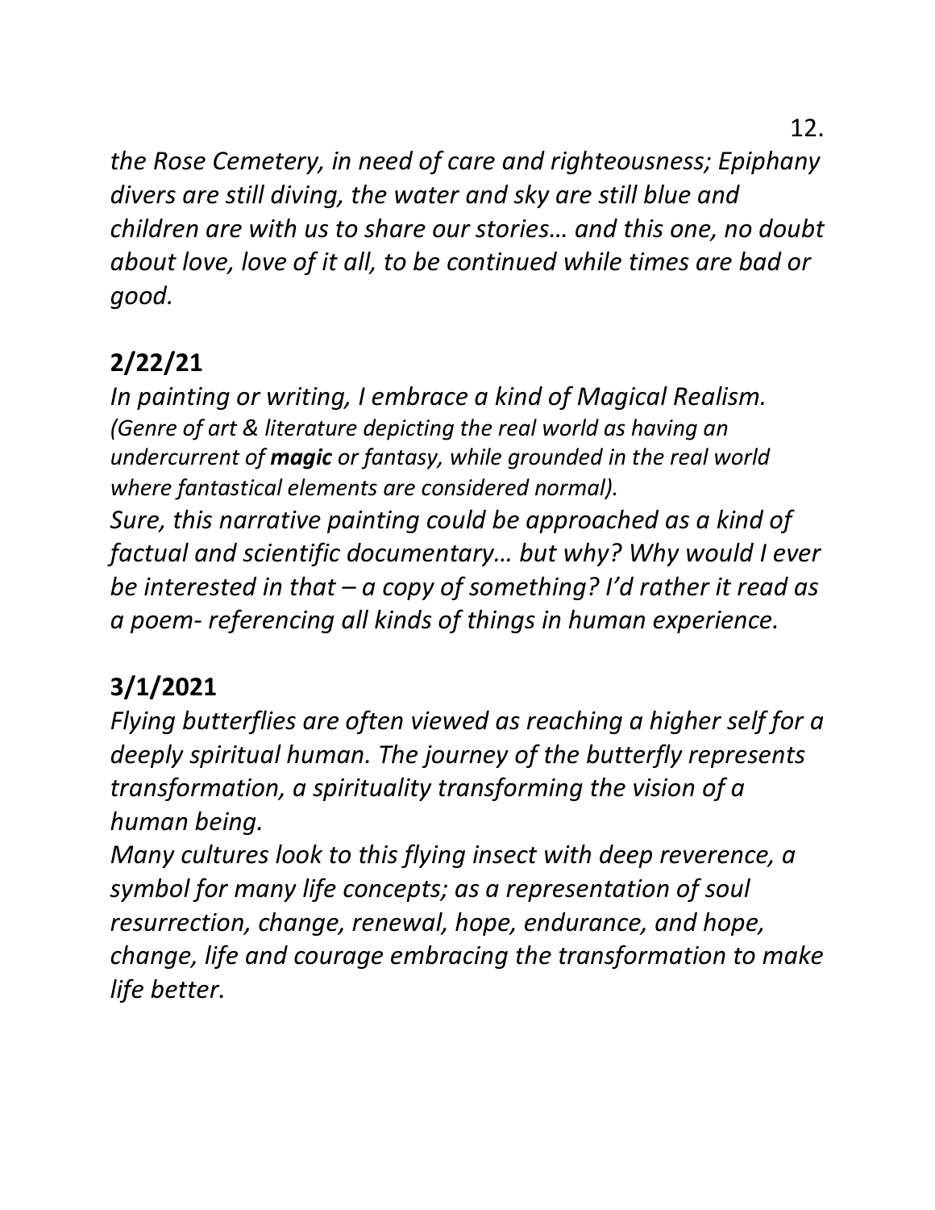*the Rose Cemetery, in need of care and righteousness; Epiphany divers are still diving, the water and sky are still blue and children are with us to share our stories… and this one, no doubt about love, love of it all, to be continued while times are bad or good.*

## 2/22/21

*In painting or writing, I embrace a kind of Magical Realism. (Genre of art & literature depicting the real world as having an undercurrent of* ***magic*** *or fantasy, while grounded in the real world where fantastical elements are considered normal).*

*Sure, this narrative painting could be approached as a kind of factual and scientific documentary… but why? Why would I ever be interested in that – a copy of something? I'd rather it read as a poem- referencing all kinds of things in human experience.*

## 3/1/2021

*Flying butterflies are often viewed as reaching a higher self for a deeply spiritual human. The journey of the butterfly represents transformation, a spirituality transforming the vision of a human being.*

*Many cultures look to this flying insect with deep reverence, a symbol for many life concepts; as a representation of soul resurrection, change, renewal, hope, endurance, and hope, change, life and courage embracing the transformation to make life better.*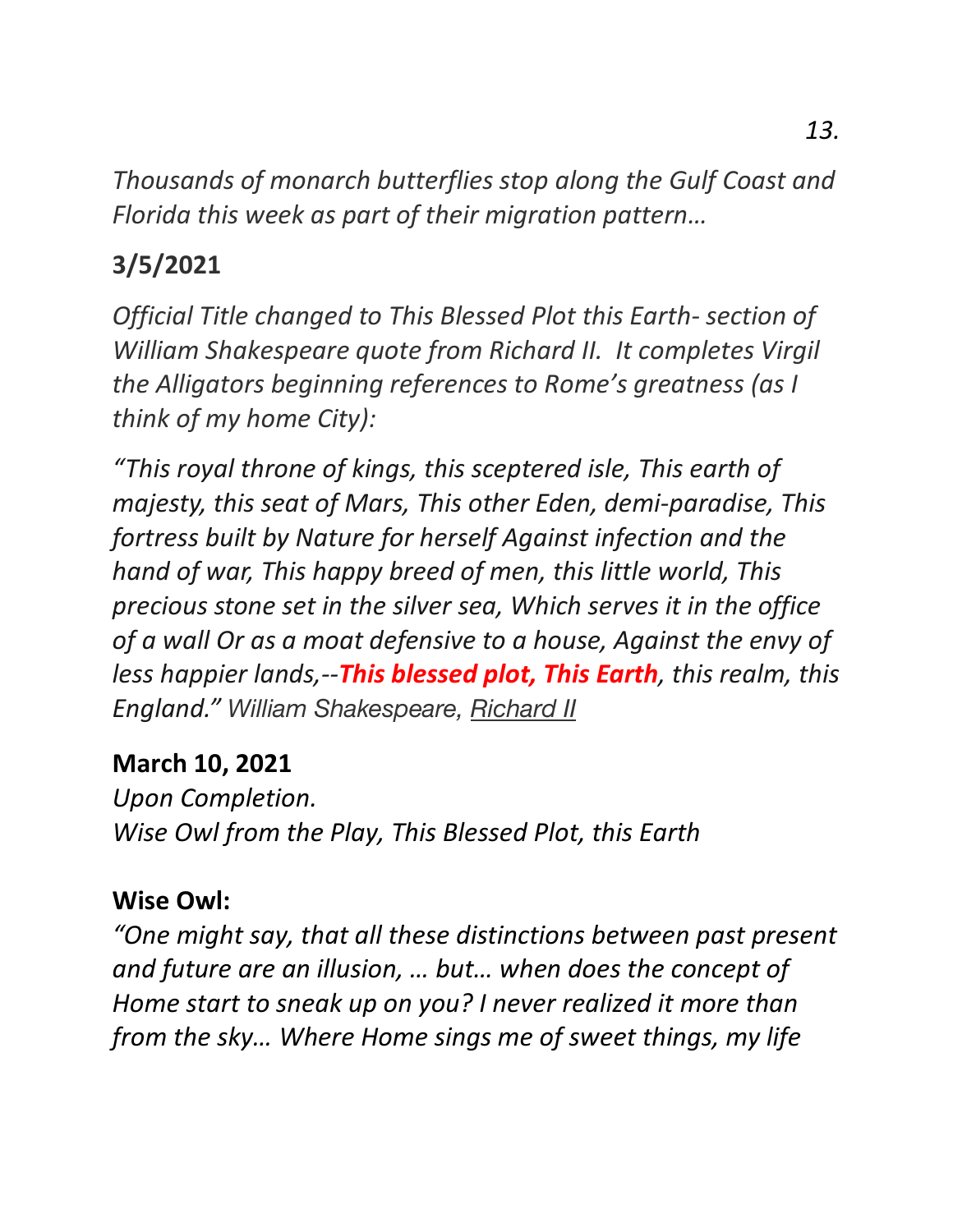*Thousands of monarch butterflies stop along the Gulf Coast and Florida this week as part of their migration pattern…*

**3/5/2021**

*Official Title changed to This Blessed Plot this Earth- section of William Shakespeare quote from Richard II. It completes Virgil the Alligators beginning references to Rome's greatness (as I think of my home City):*

*"This royal throne of kings, this sceptered isle, This earth of majesty, this seat of Mars, This other Eden, demi-paradise, This fortress built by Nature for herself Against infection and the hand of war, This happy breed of men, this little world, This precious stone set in the silver sea, Which serves it in the office of a wall Or as a moat defensive to a house, Against the envy of less happier lands,--**This blessed plot, This Earth**, this realm, this England."* William Shakespeare, Richard II

**March 10, 2021**

*Upon Completion.*
*Wise Owl from the Play, This Blessed Plot, this Earth*

**Wise Owl:**

*"One might say, that all these distinctions between past present and future are an illusion, … but… when does the concept of Home start to sneak up on you? I never realized it more than from the sky… Where Home sings me of sweet things, my life*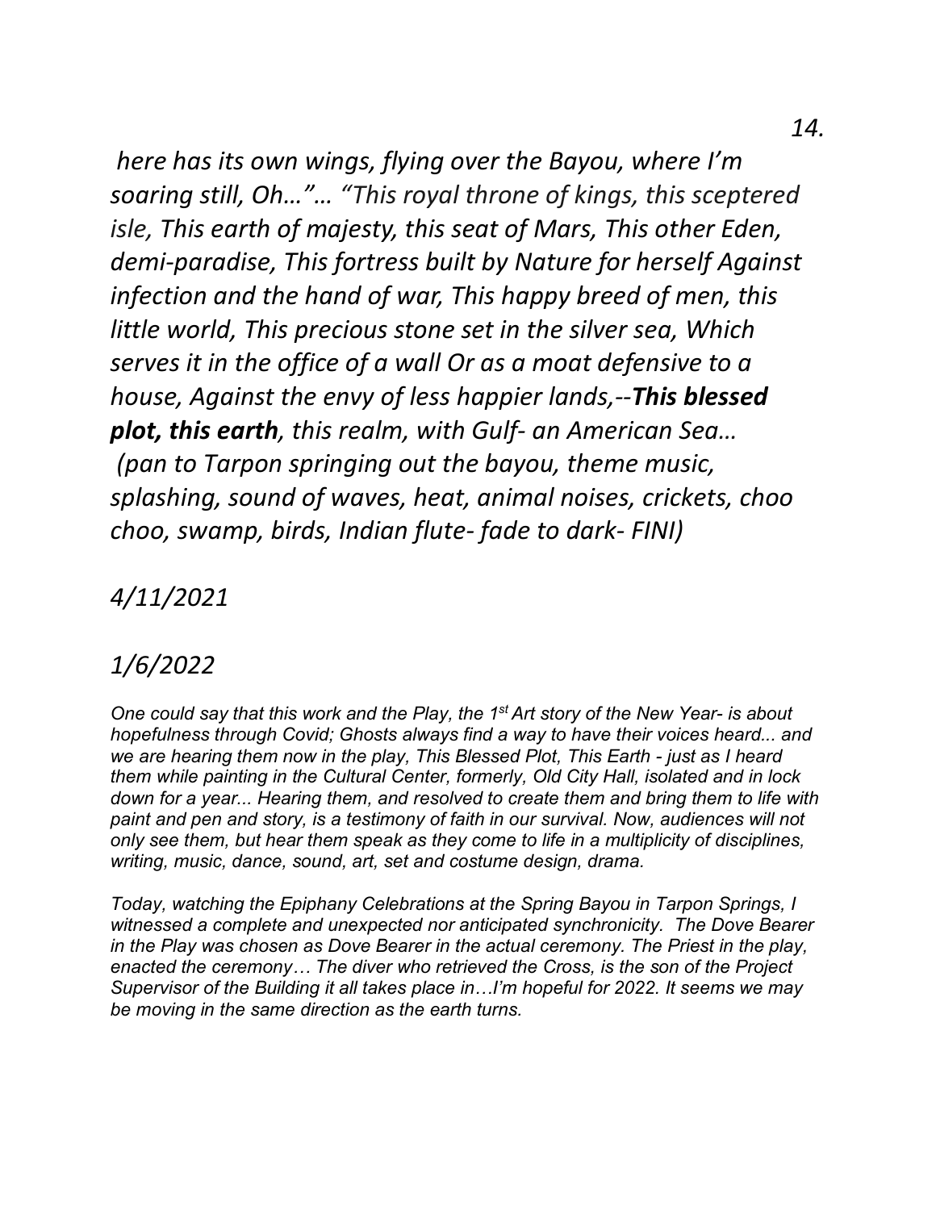*here has its own wings, flying over the Bayou, where I'm soaring still, Oh…"… "This royal throne of kings, this sceptered isle, This earth of majesty, this seat of Mars, This other Eden, demi-paradise, This fortress built by Nature for herself Against infection and the hand of war, This happy breed of men, this little world, This precious stone set in the silver sea, Which serves it in the office of a wall Or as a moat defensive to a house, Against the envy of less happier lands,--**This blessed plot, this earth**, this realm, with Gulf- an American Sea…*
*(pan to Tarpon springing out the bayou, theme music, splashing, sound of waves, heat, animal noises, crickets, choo choo, swamp, birds, Indian flute- fade to dark- FINI)*

*4/11/2021*

*1/6/2022*

*One could say that this work and the Play, the 1st Art story of the New Year- is about hopefulness through Covid; Ghosts always find a way to have their voices heard... and we are hearing them now in the play, This Blessed Plot, This Earth - just as I heard them while painting in the Cultural Center, formerly, Old City Hall, isolated and in lock down for a year... Hearing them, and resolved to create them and bring them to life with paint and pen and story, is a testimony of faith in our survival. Now, audiences will not only see them, but hear them speak as they come to life in a multiplicity of disciplines, writing, music, dance, sound, art, set and costume design, drama.*

*Today, watching the Epiphany Celebrations at the Spring Bayou in Tarpon Springs, I witnessed a complete and unexpected nor anticipated synchronicity. The Dove Bearer in the Play was chosen as Dove Bearer in the actual ceremony. The Priest in the play, enacted the ceremony… The diver who retrieved the Cross, is the son of the Project Supervisor of the Building it all takes place in…I'm hopeful for 2022. It seems we may be moving in the same direction as the earth turns.*